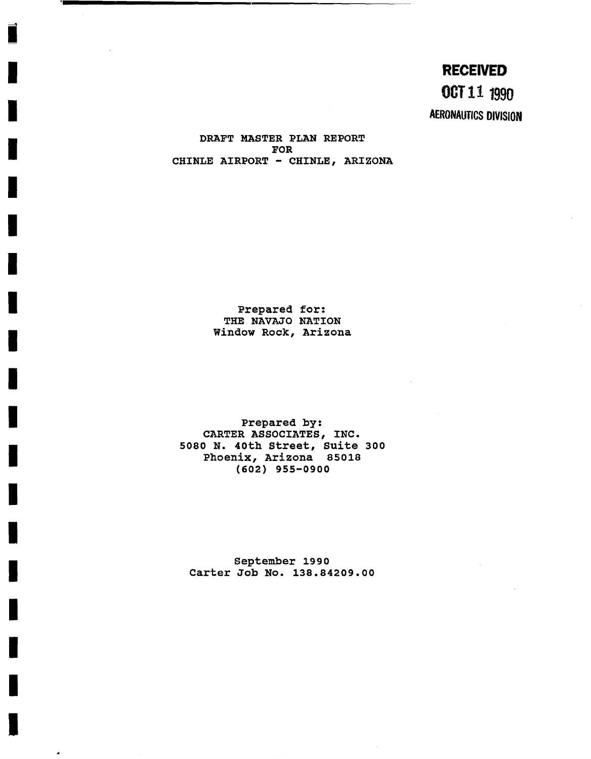**RECEIVED**
**OCT 11 1990**
**AERONAUTICS DIVISION**

# DRAFT MASTER PLAN REPORT FOR CHINLE AIRPORT - CHINLE, ARIZONA

Prepared for:
THE NAVAJO NATION
Window Rock, Arizona

Prepared by:
CARTER ASSOCIATES, INC.
5080 N. 40th Street, Suite 300
Phoenix, Arizona 85018
(602) 955-0900

September 1990
Carter Job No. 138.84209.00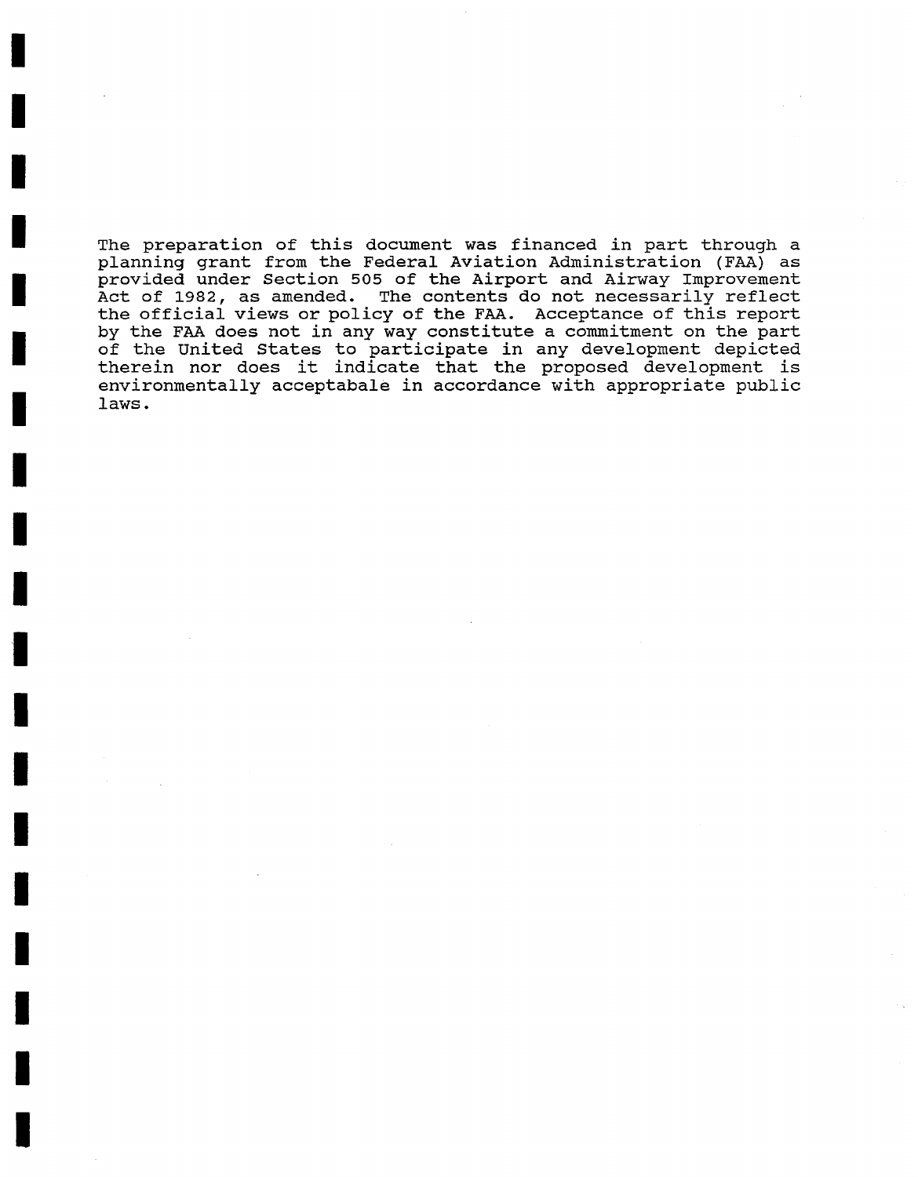The preparation of this document was financed in part through a planning grant from the Federal Aviation Administration (FAA) as provided under Section 505 of the Airport and Airway Improvement Act of 1982, as amended. The contents do not necessarily reflect the official views or policy of the FAA. Acceptance of this report by the FAA does not in any way constitute a commitment on the part of the United States to participate in any development depicted therein nor does it indicate that the proposed development is environmentally acceptabale in accordance with appropriate public laws.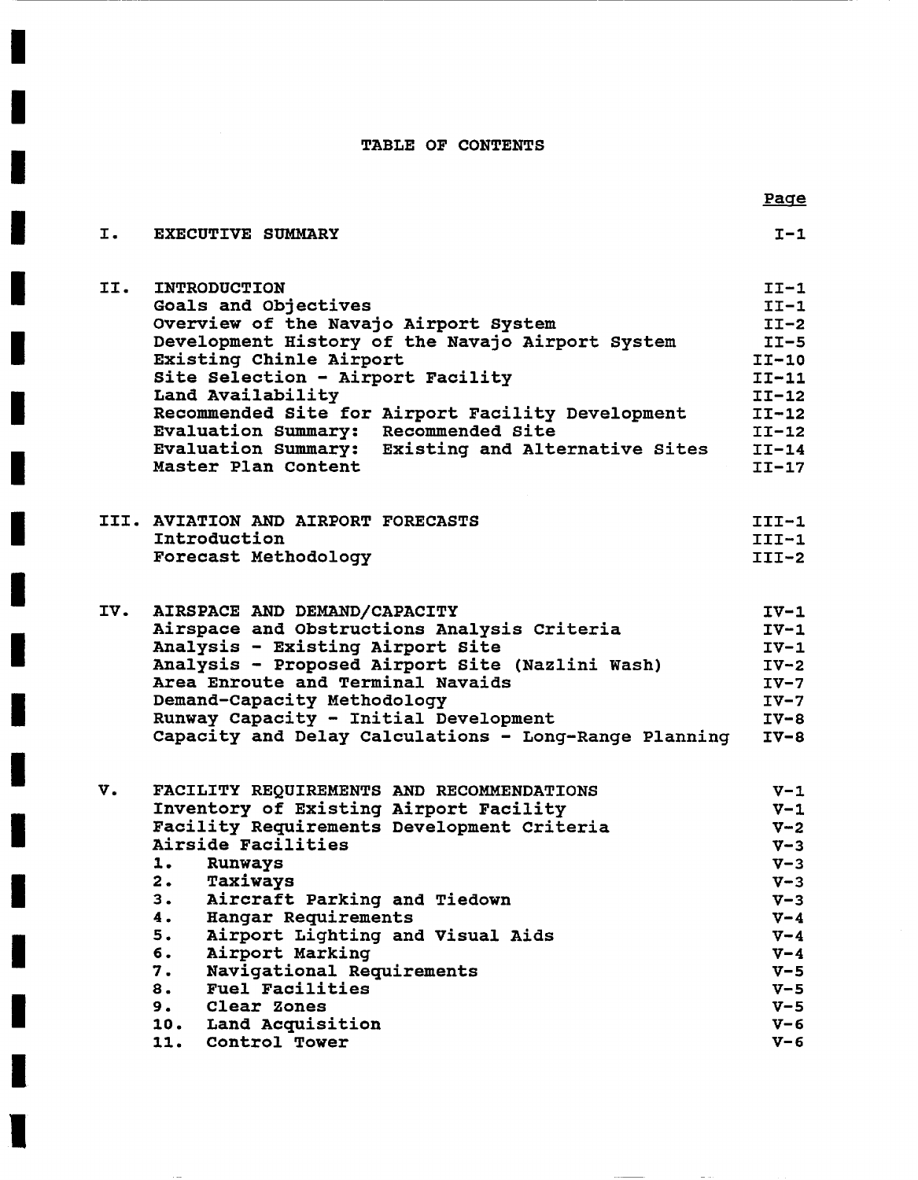# TABLE OF CONTENTS

| | | Page |
|---|---|---|
| I. | EXECUTIVE SUMMARY | I-1 |
| II. | INTRODUCTION | II-1 |
| | Goals and Objectives | II-1 |
| | Overview of the Navajo Airport System | II-2 |
| | Development History of the Navajo Airport System | II-5 |
| | Existing Chinle Airport | II-10 |
| | Site Selection - Airport Facility | II-11 |
| | Land Availability | II-12 |
| | Recommended Site for Airport Facility Development | II-12 |
| | Evaluation Summary: Recommended Site | II-12 |
| | Evaluation Summary: Existing and Alternative Sites | II-14 |
| | Master Plan Content | II-17 |
| III. | AVIATION AND AIRPORT FORECASTS | III-1 |
| | Introduction | III-1 |
| | Forecast Methodology | III-2 |
| IV. | AIRSPACE AND DEMAND/CAPACITY | IV-1 |
| | Airspace and Obstructions Analysis Criteria | IV-1 |
| | Analysis - Existing Airport Site | IV-1 |
| | Analysis - Proposed Airport Site (Nazlini Wash) | IV-2 |
| | Area Enroute and Terminal Navaids | IV-7 |
| | Demand-Capacity Methodology | IV-7 |
| | Runway Capacity - Initial Development | IV-8 |
| | Capacity and Delay Calculations - Long-Range Planning | IV-8 |
| V. | FACILITY REQUIREMENTS AND RECOMMENDATIONS | V-1 |
| | Inventory of Existing Airport Facility | V-1 |
| | Facility Requirements Development Criteria | V-2 |
| | Airside Facilities | V-3 |
| | 1. Runways | V-3 |
| | 2. Taxiways | V-3 |
| | 3. Aircraft Parking and Tiedown | V-3 |
| | 4. Hangar Requirements | V-4 |
| | 5. Airport Lighting and Visual Aids | V-4 |
| | 6. Airport Marking | V-4 |
| | 7. Navigational Requirements | V-5 |
| | 8. Fuel Facilities | V-5 |
| | 9. Clear Zones | V-5 |
| | 10. Land Acquisition | V-6 |
| | 11. Control Tower | V-6 |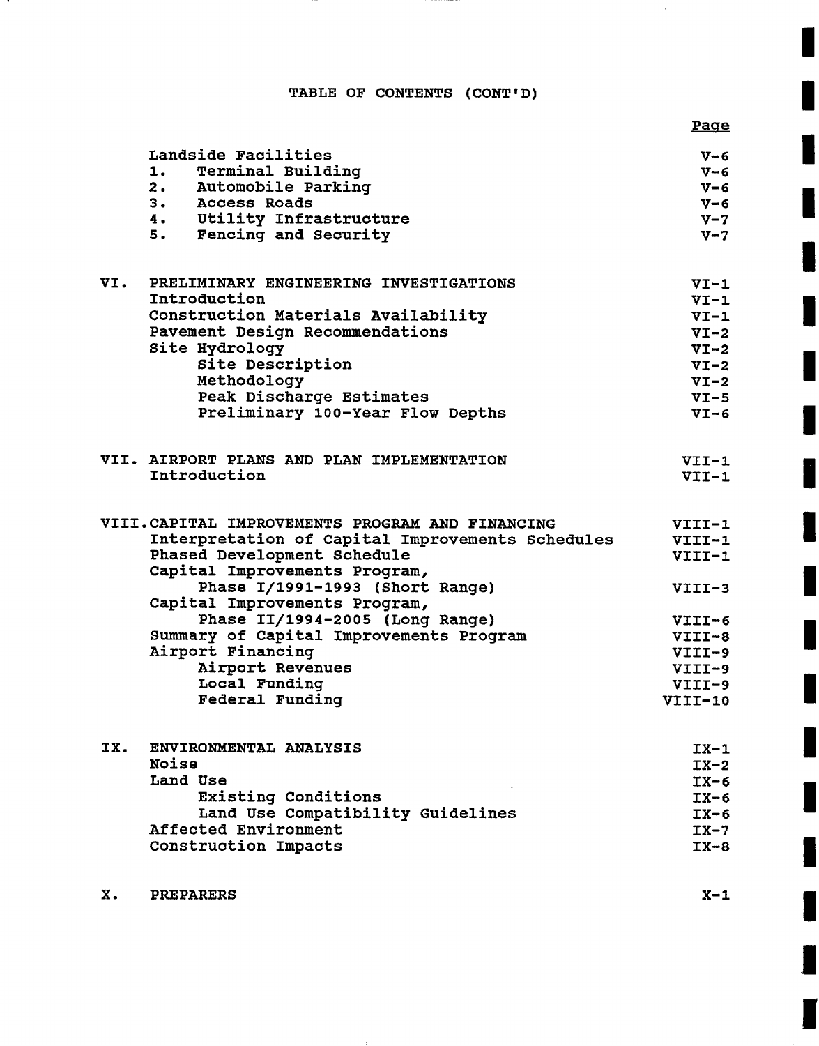TABLE OF CONTENTS (CONT'D)

| | Page |
|---|---|
| Landside Facilities | V-6 |
| 1. Terminal Building | V-6 |
| 2. Automobile Parking | V-6 |
| 3. Access Roads | V-6 |
| 4. Utility Infrastructure | V-7 |
| 5. Fencing and Security | V-7 |
| | |
| VI. PRELIMINARY ENGINEERING INVESTIGATIONS | VI-1 |
| Introduction | VI-1 |
| Construction Materials Availability | VI-1 |
| Pavement Design Recommendations | VI-2 |
| Site Hydrology | VI-2 |
| Site Description | VI-2 |
| Methodology | VI-2 |
| Peak Discharge Estimates | VI-5 |
| Preliminary 100-Year Flow Depths | VI-6 |
| | |
| VII. AIRPORT PLANS AND PLAN IMPLEMENTATION | VII-1 |
| Introduction | VII-1 |
| | |
| VIII. CAPITAL IMPROVEMENTS PROGRAM AND FINANCING | VIII-1 |
| Interpretation of Capital Improvements Schedules | VIII-1 |
| Phased Development Schedule | VIII-1 |
| Capital Improvements Program, Phase I/1991-1993 (Short Range) | VIII-3 |
| Capital Improvements Program, Phase II/1994-2005 (Long Range) | VIII-6 |
| Summary of Capital Improvements Program | VIII-8 |
| Airport Financing | VIII-9 |
| Airport Revenues | VIII-9 |
| Local Funding | VIII-9 |
| Federal Funding | VIII-10 |
| | |
| IX. ENVIRONMENTAL ANALYSIS | IX-1 |
| Noise | IX-2 |
| Land Use | IX-6 |
| Existing Conditions | IX-6 |
| Land Use Compatibility Guidelines | IX-6 |
| Affected Environment | IX-7 |
| Construction Impacts | IX-8 |
| | |
| X. PREPARERS | X-1 |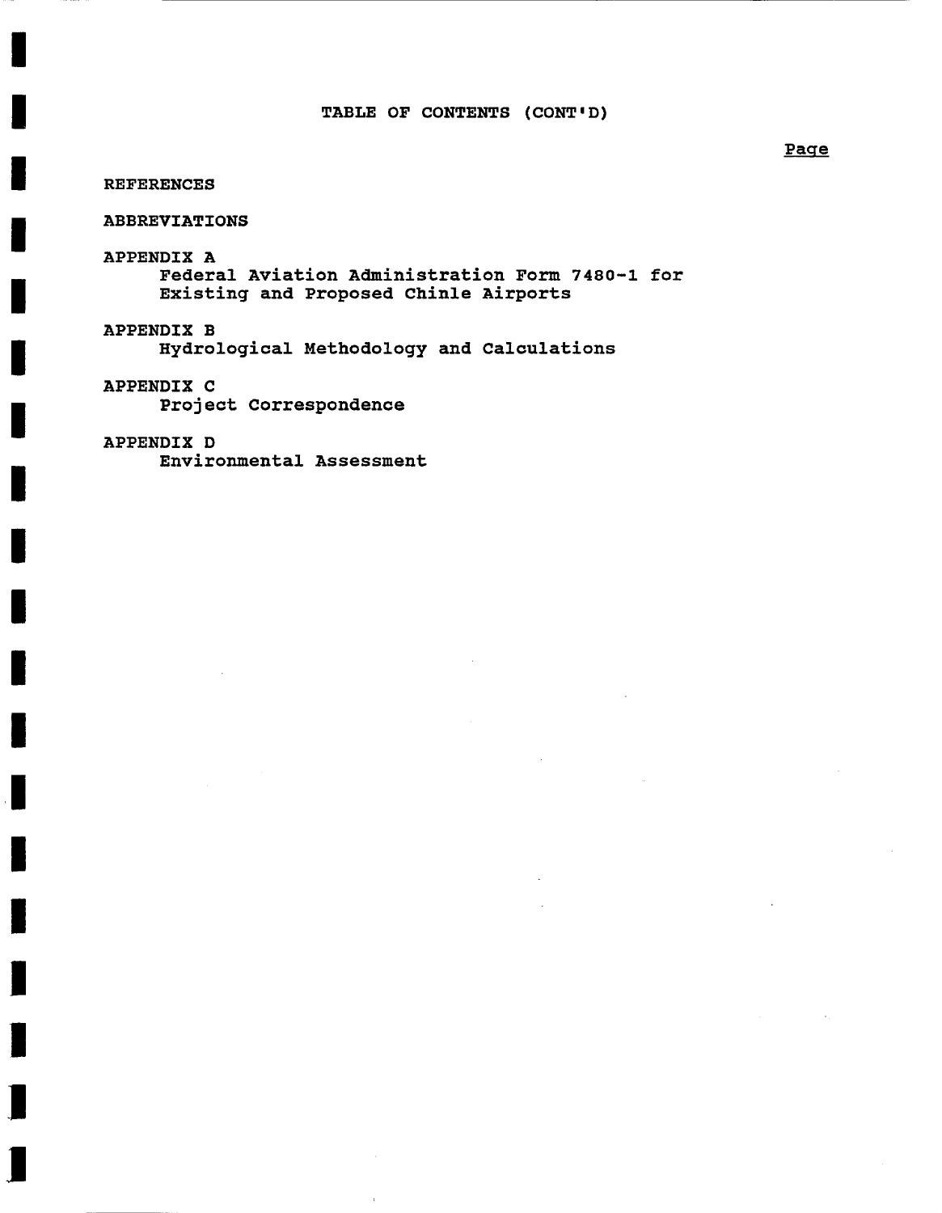## TABLE OF CONTENTS (CONT'D)

Page

REFERENCES

ABBREVIATIONS

APPENDIX A
Federal Aviation Administration Form 7480-1 for Existing and Proposed Chinle Airports

APPENDIX B
Hydrological Methodology and Calculations

APPENDIX C
Project Correspondence

APPENDIX D
Environmental Assessment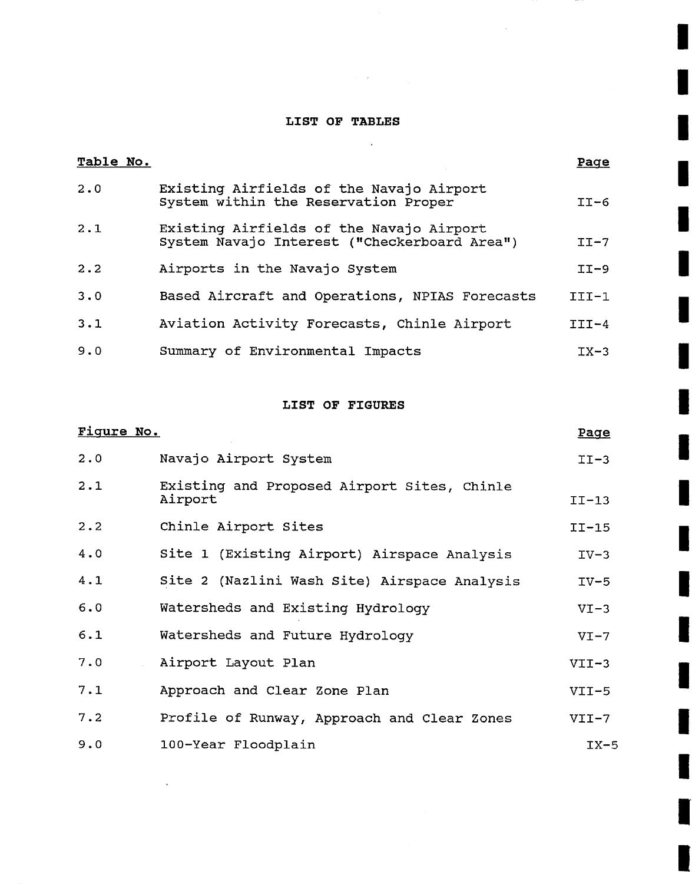## LIST OF TABLES

| Table No. | | Page |
|---|---|---|
| 2.0 | Existing Airfields of the Navajo Airport System within the Reservation Proper | II-6 |
| 2.1 | Existing Airfields of the Navajo Airport System Navajo Interest ("Checkerboard Area") | II-7 |
| 2.2 | Airports in the Navajo System | II-9 |
| 3.0 | Based Aircraft and Operations, NPIAS Forecasts | III-1 |
| 3.1 | Aviation Activity Forecasts, Chinle Airport | III-4 |
| 9.0 | Summary of Environmental Impacts | IX-3 |

## LIST OF FIGURES

| Figure No. | | Page |
|---|---|---|
| 2.0 | Navajo Airport System | II-3 |
| 2.1 | Existing and Proposed Airport Sites, Chinle Airport | II-13 |
| 2.2 | Chinle Airport Sites | II-15 |
| 4.0 | Site 1 (Existing Airport) Airspace Analysis | IV-3 |
| 4.1 | Site 2 (Nazlini Wash Site) Airspace Analysis | IV-5 |
| 6.0 | Watersheds and Existing Hydrology | VI-3 |
| 6.1 | Watersheds and Future Hydrology | VI-7 |
| 7.0 | Airport Layout Plan | VII-3 |
| 7.1 | Approach and Clear Zone Plan | VII-5 |
| 7.2 | Profile of Runway, Approach and Clear Zones | VII-7 |
| 9.0 | 100-Year Floodplain | IX-5 |